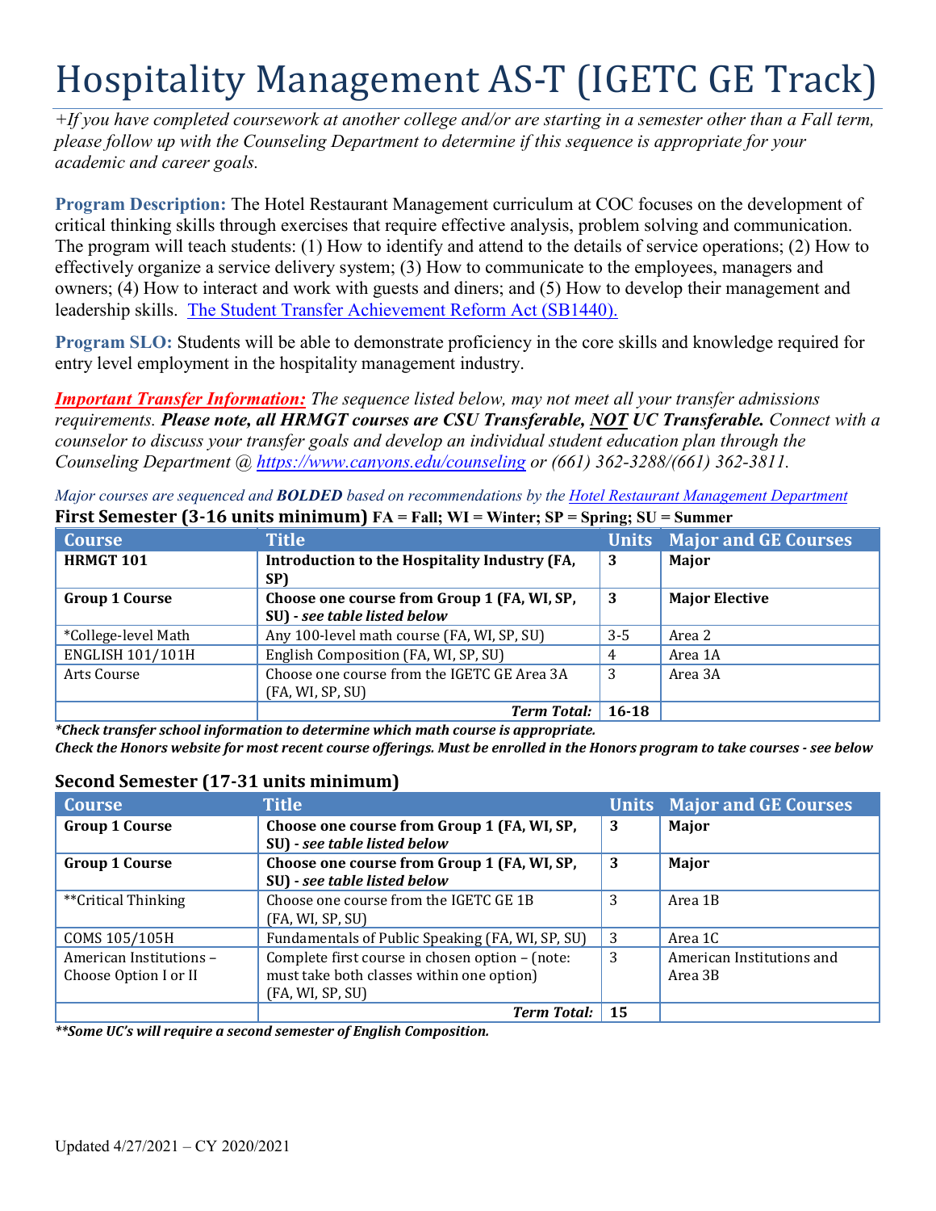# Hospitality Management AS-T (IGETC GE Track)

*+If you have completed coursework at another college and/or are starting in a semester other than a Fall term, please follow up with the Counseling Department to determine if this sequence is appropriate for your academic and career goals.*

**Program Description:** The Hotel Restaurant Management curriculum at COC focuses on the development of critical thinking skills through exercises that require effective analysis, problem solving and communication. The program will teach students: (1) How to identify and attend to the details of service operations; (2) How to effectively organize a service delivery system; (3) How to communicate to the employees, managers and owners; (4) How to interact and work with guests and diners; and (5) How to develop their management and leadership skills. [The Student Transfer Achievement Reform Act (SB1440).]

**Program SLO:** Students will be able to demonstrate proficiency in the core skills and knowledge required for entry level employment in the hospitality management industry.

***Important Transfer Information:*** *The sequence listed below, may not meet all your transfer admissions requirements.* ***Please note, all HRMGT courses are CSU Transferable, NOT UC Transferable.*** *Connect with a counselor to discuss your transfer goals and develop an individual student education plan through the Counseling Department @ https://www.canyons.edu/counseling or (661) 362-3288/(661) 362-3811.*

*Major courses are sequenced and* ***BOLDED*** *based on recommendations by the Hotel Restaurant Management Department*

### First Semester (3-16 units minimum) FA = Fall; WI = Winter; SP = Spring; SU = Summer

| Course | Title | Units | Major and GE Courses |
|---|---|---|---|
| **HRMGT 101** | **Introduction to the Hospitality Industry (FA, SP)** | **3** | **Major** |
| **Group 1 Course** | **Choose one course from Group 1 (FA, WI, SP, SU) - *see table listed below*** | **3** | **Major Elective** |
| *College-level Math | Any 100-level math course (FA, WI, SP, SU) | 3-5 | Area 2 |
| ENGLISH 101/101H | English Composition (FA, WI, SP, SU) | 4 | Area 1A |
| Arts Course | Choose one course from the IGETC GE Area 3A (FA, WI, SP, SU) | 3 | Area 3A |
| | ***Term Total:*** | **16-18** | |

***Check transfer school information to determine which math course is appropriate.***
***Check the Honors website for most recent course offerings. Must be enrolled in the Honors program to take courses - see below***

### Second Semester (17-31 units minimum)

| Course | Title | Units | Major and GE Courses |
|---|---|---|---|
| **Group 1 Course** | **Choose one course from Group 1 (FA, WI, SP, SU) - *see table listed below*** | **3** | **Major** |
| **Group 1 Course** | **Choose one course from Group 1 (FA, WI, SP, SU) - *see table listed below*** | **3** | **Major** |
| **Critical Thinking | Choose one course from the IGETC GE 1B (FA, WI, SP, SU) | 3 | Area 1B |
| COMS 105/105H | Fundamentals of Public Speaking (FA, WI, SP, SU) | 3 | Area 1C |
| American Institutions – Choose Option I or II | Complete first course in chosen option – (note: must take both classes within one option) (FA, WI, SP, SU) | 3 | American Institutions and Area 3B |
| | ***Term Total:*** | **15** | |

***\*\*Some UC's will require a second semester of English Composition.***

Updated 4/27/2021 – CY 2020/2021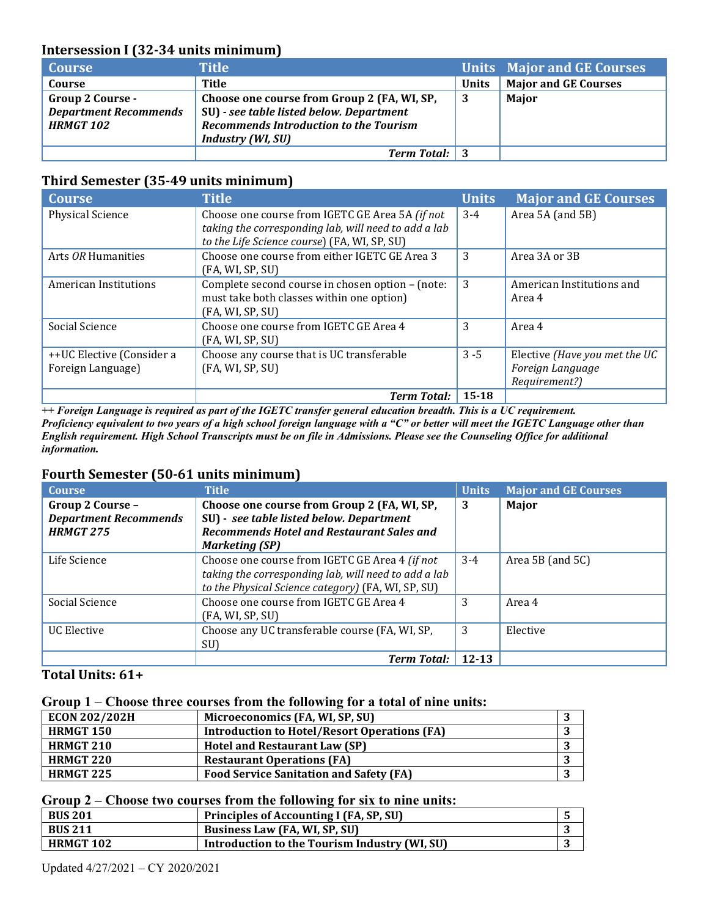### Intersession I (32-34 units minimum)

| Course | Title | Units | Major and GE Courses |
|---|---|---|---|
| **Course** | **Title** | **Units** | **Major and GE Courses** |
| **Group 2 Course -** ***Department Recommends HRMGT 102*** | **Choose one course from Group 2 (FA, WI, SP, SU)** ***- see table listed below. Department Recommends Introduction to the Tourism Industry (WI, SU)*** | **3** | **Major** |
| | ***Term Total:*** | **3** | |

### Third Semester (35-49 units minimum)

| Course | Title | Units | Major and GE Courses |
|---|---|---|---|
| Physical Science | Choose one course from IGETC GE Area 5A *(if not taking the corresponding lab, will need to add a lab to the Life Science course)* (FA, WI, SP, SU) | 3-4 | Area 5A (and 5B) |
| Arts *OR* Humanities | Choose one course from either IGETC GE Area 3 (FA, WI, SP, SU) | 3 | Area 3A or 3B |
| American Institutions | Complete second course in chosen option – (note: must take both classes within one option) (FA, WI, SP, SU) | 3 | American Institutions and Area 4 |
| Social Science | Choose one course from IGETC GE Area 4 (FA, WI, SP, SU) | 3 | Area 4 |
| ++UC Elective (Consider a Foreign Language) | Choose any course that is UC transferable (FA, WI, SP, SU) | 3 -5 | Elective *(Have you met the UC Foreign Language Requirement?)* |
| | ***Term Total:*** | **15-18** | |

***++ Foreign Language is required as part of the IGETC transfer general education breadth. This is a UC requirement. Proficiency equivalent to two years of a high school foreign language with a "C" or better will meet the IGETC Language other than English requirement. High School Transcripts must be on file in Admissions. Please see the Counseling Office for additional information.***

### Fourth Semester (50-61 units minimum)

| Course | Title | Units | Major and GE Courses |
|---|---|---|---|
| **Group 2 Course –** ***Department Recommends HRMGT 275*** | **Choose one course from Group 2 (FA, WI, SP, SU)** ***- see table listed below. Department Recommends Hotel and Restaurant Sales and Marketing (SP)*** | **3** | **Major** |
| Life Science | Choose one course from IGETC GE Area 4 *(if not taking the corresponding lab, will need to add a lab to the Physical Science category)* (FA, WI, SP, SU) | 3-4 | Area 5B (and 5C) |
| Social Science | Choose one course from IGETC GE Area 4 (FA, WI, SP, SU) | 3 | Area 4 |
| UC Elective | Choose any UC transferable course (FA, WI, SP, SU) | 3 | Elective |
| | ***Term Total:*** | **12-13** | |

**Total Units: 61+**

**Group 1 – Choose three courses from the following for a total of nine units:**

| Course | Title | Units |
|---|---|---|
| **ECON 202/202H** | **Microeconomics (FA, WI, SP, SU)** | **3** |
| **HRMGT 150** | **Introduction to Hotel/Resort Operations (FA)** | **3** |
| **HRMGT 210** | **Hotel and Restaurant Law (SP)** | **3** |
| **HRMGT 220** | **Restaurant Operations (FA)** | **3** |
| **HRMGT 225** | **Food Service Sanitation and Safety (FA)** | **3** |

**Group 2 – Choose two courses from the following for six to nine units:**

| Course | Title | Units |
|---|---|---|
| **BUS 201** | **Principles of Accounting I (FA, SP, SU)** | **5** |
| **BUS 211** | **Business Law (FA, WI, SP, SU)** | **3** |
| **HRMGT 102** | **Introduction to the Tourism Industry (WI, SU)** | **3** |

Updated 4/27/2021 – CY 2020/2021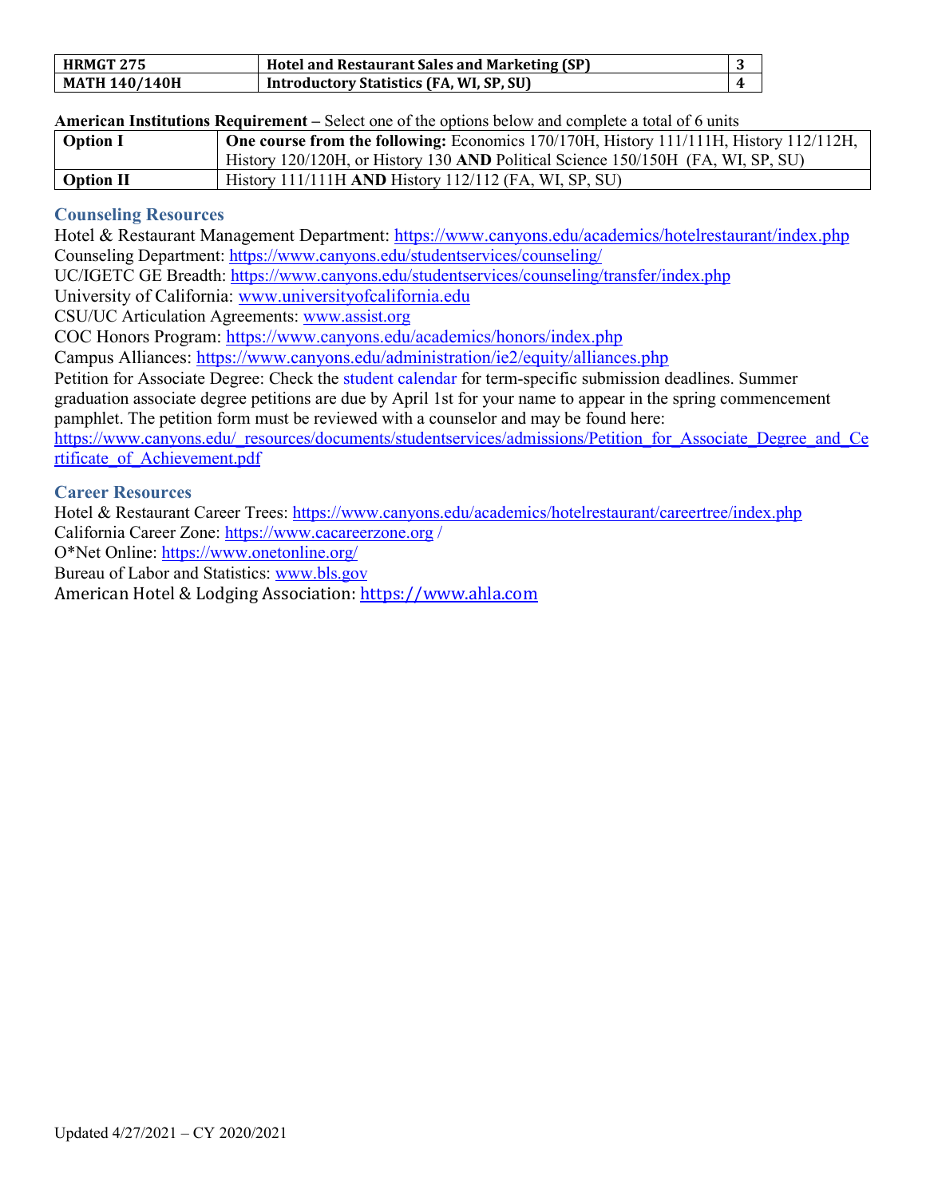| | | |
|---|---|---|
| **HRMGT 275** | **Hotel and Restaurant Sales and Marketing (SP)** | **3** |
| **MATH 140/140H** | **Introductory Statistics (FA, WI, SP, SU)** | **4** |

**American Institutions Requirement** – Select one of the options below and complete a total of 6 units

| | |
|---|---|
| **Option I** | **One course from the following:** Economics 170/170H, History 111/111H, History 112/112H, History 120/120H, or History 130 **AND** Political Science 150/150H (FA, WI, SP, SU) |
| **Option II** | History 111/111H **AND** History 112/112 (FA, WI, SP, SU) |

### Counseling Resources

Hotel & Restaurant Management Department: https://www.canyons.edu/academics/hotelrestaurant/index.php
Counseling Department: https://www.canyons.edu/studentservices/counseling/
UC/IGETC GE Breadth: https://www.canyons.edu/studentservices/counseling/transfer/index.php
University of California: www.universityofcalifornia.edu
CSU/UC Articulation Agreements: www.assist.org
COC Honors Program: https://www.canyons.edu/academics/honors/index.php
Campus Alliances: https://www.canyons.edu/administration/ie2/equity/alliances.php
Petition for Associate Degree: Check the student calendar for term-specific submission deadlines. Summer graduation associate degree petitions are due by April 1st for your name to appear in the spring commencement pamphlet. The petition form must be reviewed with a counselor and may be found here: https://www.canyons.edu/_resources/documents/studentservices/admissions/Petition_for_Associate_Degree_and_Certificate_of_Achievement.pdf

### Career Resources

Hotel & Restaurant Career Trees: https://www.canyons.edu/academics/hotelrestaurant/careertree/index.php
California Career Zone: https://www.cacareerzone.org /
O*Net Online: https://www.onetonline.org/
Bureau of Labor and Statistics: www.bls.gov
American Hotel & Lodging Association: https://www.ahla.com

Updated 4/27/2021 – CY 2020/2021